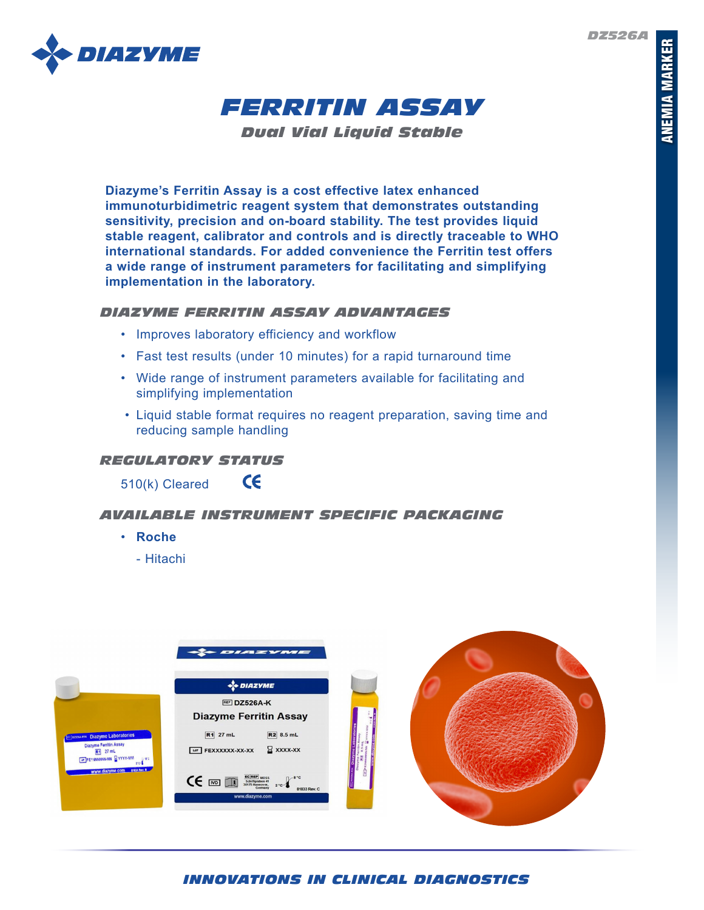# FERRITIN ASSAY

### *Dual Vial Liquid Stable*

**Diazyme's Ferritin Assay is a cost effective latex enhanced immunoturbidimetric reagent system that demonstrates outstanding sensitivity, precision and on-board stability. The test provides liquid stable reagent, calibrator and controls and is directly traceable to WHO international standards. For added convenience the Ferritin test offers a wide range of instrument parameters for facilitating and simplifying implementation in the laboratory.**

## DIAZYME FERRITIN ASSAY ADVANTAGES

- Improves laboratory efficiency and workflow
- Fast test results (under 10 minutes) for a rapid turnaround time
- Wide range of instrument parameters available for facilitating and simplifying implementation
- Liquid stable format requires no reagent preparation, saving time and reducing sample handling

## REGULATORY STATUS

510(k) Cleared CE

## AVAILABLE INSTRUMENT SPECIFIC PACKAGING

- **Roche**
  - Hitachi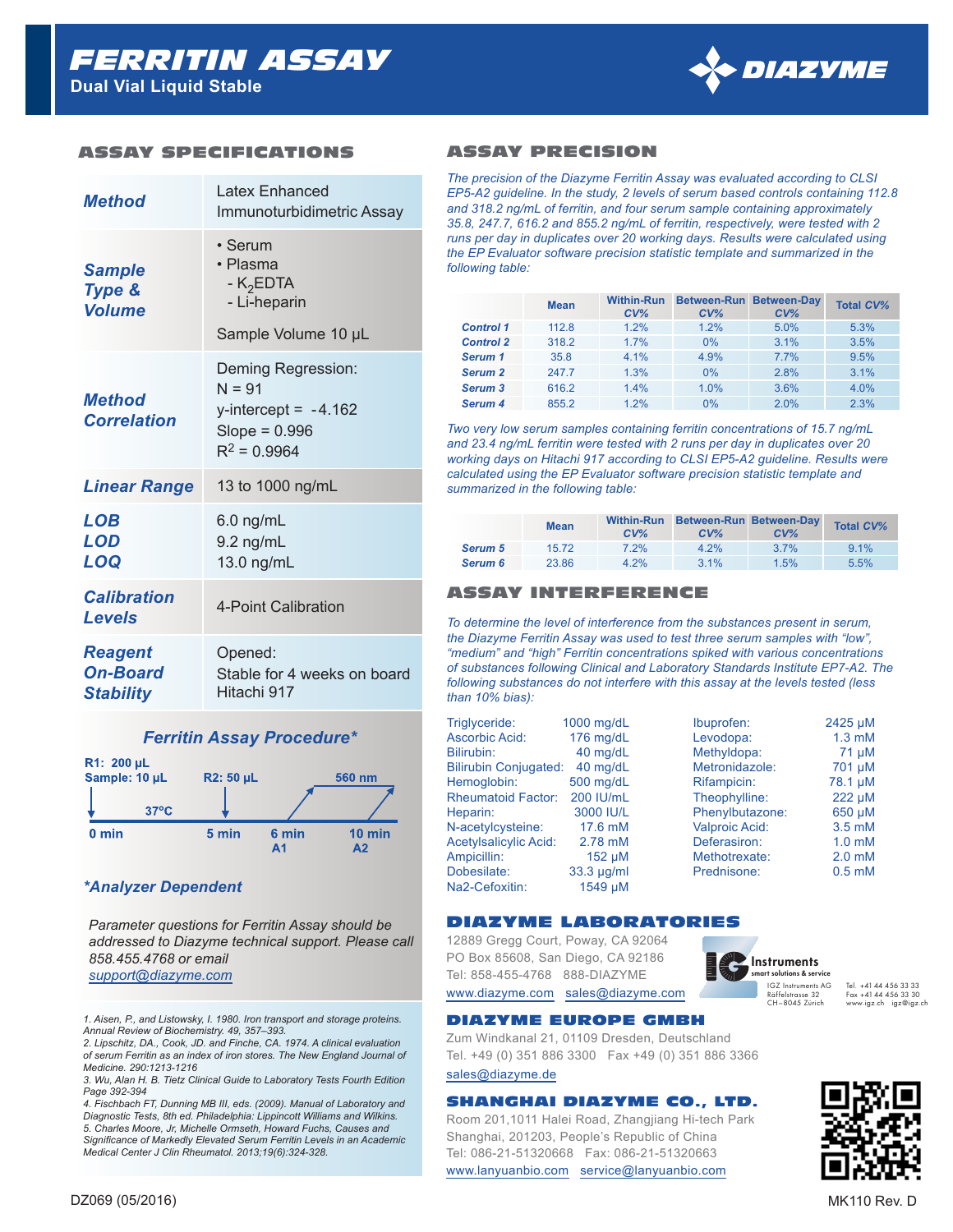# FERRITIN ASSAY

**Dual Vial Liquid Stable**

DIAZYME

## ASSAY SPECIFICATIONS

| | |
|---|---|
| ***Method*** | Latex Enhanced Immunoturbidimetric Assay |
| ***Sample Type & Volume*** | • Serum<br>• Plasma<br>- $K_2$EDTA<br>- Li-heparin<br><br>Sample Volume 10 µL |
| ***Method Correlation*** | Deming Regression:<br>N = 91<br>y-intercept = -4.162<br>Slope = 0.996<br>$R^2$ = 0.9964 |
| ***Linear Range*** | 13 to 1000 ng/mL |
| ***LOB***<br>***LOD***<br>***LOQ*** | 6.0 ng/mL<br>9.2 ng/mL<br>13.0 ng/mL |
| ***Calibration Levels*** | 4-Point Calibration |
| ***Reagent On-Board Stability*** | Opened:<br>Stable for 4 weeks on board Hitachi 917 |

### *Ferritin Assay Procedure**

R1: 200 µL
Sample: 10 µL
R2: 50 µL
560 nm
37ºC
0 min
5 min
6 min
A1
10 min
A2

****Analyzer Dependent***

*Parameter questions for Ferritin Assay should be addressed to Diazyme technical support. Please call 858.455.4768 or email support@diazyme.com*

## ASSAY PRECISION

*The precision of the Diazyme Ferritin Assay was evaluated according to CLSI EP5-A2 guideline. In the study, 2 levels of serum based controls containing 112.8 and 318.2 ng/mL of ferritin, and four serum sample containing approximately 35.8, 247.7, 616.2 and 855.2 ng/mL of ferritin, respectively, were tested with 2 runs per day in duplicates over 20 working days. Results were calculated using the EP Evaluator software precision statistic template and summarized in the following table:*

| | Mean | Within-Run *CV%* | Between-Run *CV%* | Between-Day *CV%* | Total *CV%* |
|---|---|---|---|---|---|
| ***Control 1*** | 112.8 | 1.2% | 1.2% | 5.0% | 5.3% |
| ***Control 2*** | 318.2 | 1.7% | 0% | 3.1% | 3.5% |
| ***Serum 1*** | 35.8 | 4.1% | 4.9% | 7.7% | 9.5% |
| ***Serum 2*** | 247.7 | 1.3% | 0% | 2.8% | 3.1% |
| ***Serum 3*** | 616.2 | 1.4% | 1.0% | 3.6% | 4.0% |
| ***Serum 4*** | 855.2 | 1.2% | 0% | 2.0% | 2.3% |

*Two very low serum samples containing ferritin concentrations of 15.7 ng/mL and 23.4 ng/mL ferritin were tested with 2 runs per day in duplicates over 20 working days on Hitachi 917 according to CLSI EP5-A2 guideline. Results were calculated using the EP Evaluator software precision statistic template and summarized in the following table:*

| | Mean | Within-Run *CV%* | Between-Run *CV%* | Between-Day *CV%* | Total *CV%* |
|---|---|---|---|---|---|
| ***Serum 5*** | 15.72 | 7.2% | 4.2% | 3.7% | 9.1% |
| ***Serum 6*** | 23.86 | 4.2% | 3.1% | 1.5% | 5.5% |

## ASSAY INTERFERENCE

*To determine the level of interference from the substances present in serum, the Diazyme Ferritin Assay was used to test three serum samples with "low", "medium" and "high" Ferritin concentrations spiked with various concentrations of substances following Clinical and Laboratory Standards Institute EP7-A2. The following substances do not interfere with this assay at the levels tested (less than 10% bias):*

| | | | |
|---|---|---|---|
| Triglyceride: | 1000 mg/dL | Ibuprofen: | 2425 µM |
| Ascorbic Acid: | 176 mg/dL | Levodopa: | 1.3 mM |
| Bilirubin: | 40 mg/dL | Methyldopa: | 71 µM |
| Bilirubin Conjugated: | 40 mg/dL | Metronidazole: | 701 µM |
| Hemoglobin: | 500 mg/dL | Rifampicin: | 78.1 µM |
| Rheumatoid Factor: | 200 IU/mL | Theophylline: | 222 µM |
| Heparin: | 3000 IU/L | Phenylbutazone: | 650 µM |
| N-acetylcysteine: | 17.6 mM | Valproic Acid: | 3.5 mM |
| Acetylsalicylic Acid: | 2.78 mM | Deferasiron: | 1.0 mM |
| Ampicillin: | 152 µM | Methotrexate: | 2.0 mM |
| Dobesilate: | 33.3 µg/ml | Prednisone: | 0.5 mM |
| Na2-Cefoxitin: | 1549 µM | | |

## DIAZYME LABORATORIES

12889 Gregg Court, Poway, CA 92064
PO Box 85608, San Diego, CA 92186
Tel: 858-455-4768 888-DIAZYME
www.diazyme.com sales@diazyme.com

IG Instruments smart solutions & service
IGZ Instruments AG
Räffelstrasse 32
CH-8045 Zürich
Tel. +41 44 456 33 33
Fax +41 44 456 33 30
www.igz.ch igz@igz.ch

## DIAZYME EUROPE GMBH

Zum Windkanal 21, 01109 Dresden, Deutschland
Tel. +49 (0) 351 886 3300 Fax +49 (0) 351 886 3366
sales@diazyme.de

## SHANGHAI DIAZYME CO., LTD.

Room 201,1011 Halei Road, Zhangjiang Hi-tech Park
Shanghai, 201203, People's Republic of China
Tel: 086-21-51320668 Fax: 086-21-51320663
www.lanyuanbio.com service@lanyuanbio.com

*1. Aisen, P., and Listowsky, I. 1980. Iron transport and storage proteins. Annual Review of Biochemistry. 49, 357–393.*
*2. Lipschitz, DA., Cook, JD. and Finche, CA. 1974. A clinical evaluation of serum Ferritin as an index of iron stores. The New England Journal of Medicine. 290:1213-1216*
*3. Wu, Alan H. B. Tietz Clinical Guide to Laboratory Tests Fourth Edition Page 392-394*
*4. Fischbach FT, Dunning MB III, eds. (2009). Manual of Laboratory and Diagnostic Tests, 8th ed. Philadelphia: Lippincott Williams and Wilkins.*
*5. Charles Moore, Jr, Michelle Ormseth, Howard Fuchs, Causes and Significance of Markedly Elevated Serum Ferritin Levels in an Academic Medical Center J Clin Rheumatol. 2013;19(6):324-328.*

DZ069 (05/2016)

MK110 Rev. D